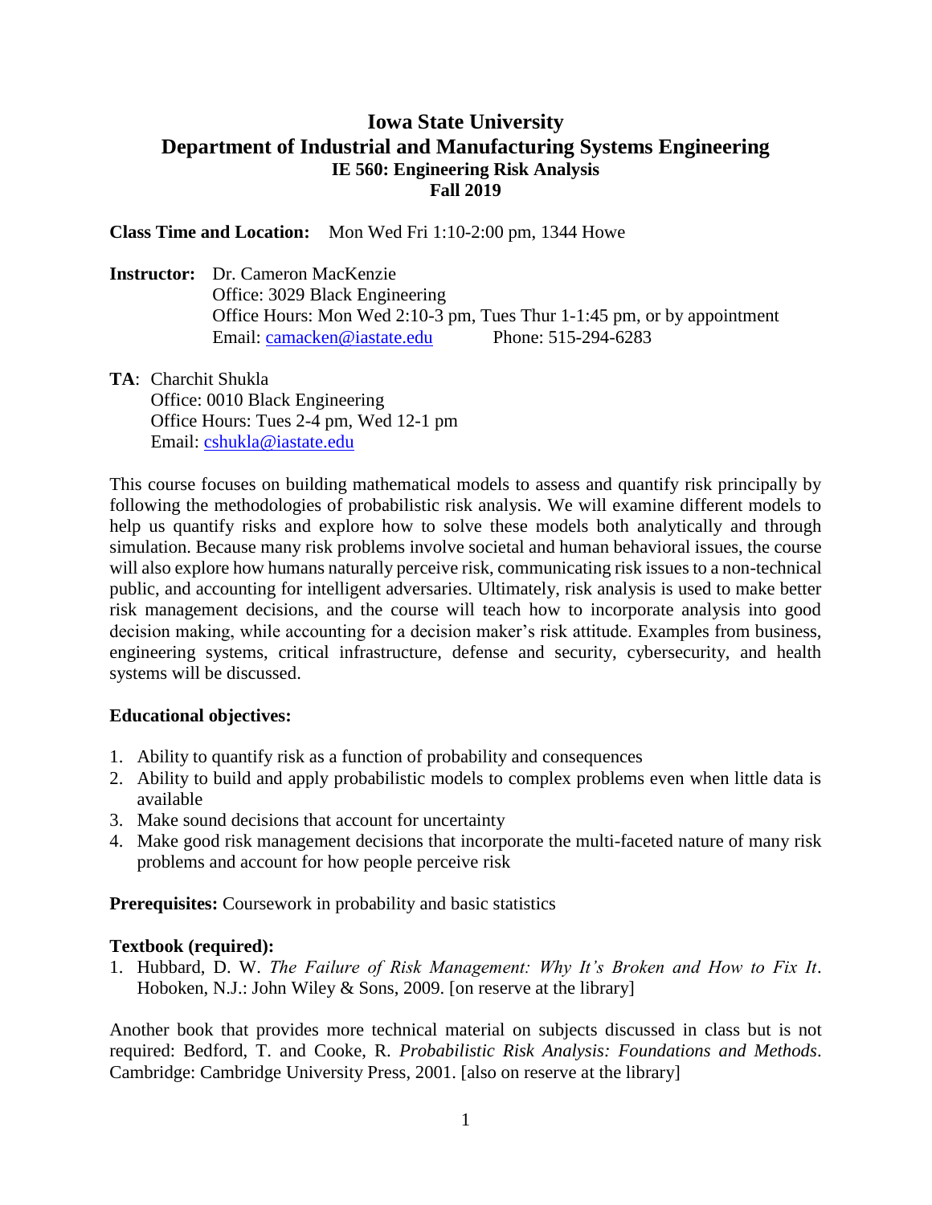# Iowa State University
# Department of Industrial and Manufacturing Systems Engineering
## IE 560: Engineering Risk Analysis
## Fall 2019

**Class Time and Location:** Mon Wed Fri 1:10-2:00 pm, 1344 Howe

**Instructor:** Dr. Cameron MacKenzie
Office: 3029 Black Engineering
Office Hours: Mon Wed 2:10-3 pm, Tues Thur 1-1:45 pm, or by appointment
Email: camacken@iastate.edu Phone: 515-294-6283

**TA**: Charchit Shukla
Office: 0010 Black Engineering
Office Hours: Tues 2-4 pm, Wed 12-1 pm
Email: cshukla@iastate.edu

This course focuses on building mathematical models to assess and quantify risk principally by following the methodologies of probabilistic risk analysis. We will examine different models to help us quantify risks and explore how to solve these models both analytically and through simulation. Because many risk problems involve societal and human behavioral issues, the course will also explore how humans naturally perceive risk, communicating risk issues to a non-technical public, and accounting for intelligent adversaries. Ultimately, risk analysis is used to make better risk management decisions, and the course will teach how to incorporate analysis into good decision making, while accounting for a decision maker's risk attitude. Examples from business, engineering systems, critical infrastructure, defense and security, cybersecurity, and health systems will be discussed.

**Educational objectives:**

1. Ability to quantify risk as a function of probability and consequences
2. Ability to build and apply probabilistic models to complex problems even when little data is available
3. Make sound decisions that account for uncertainty
4. Make good risk management decisions that incorporate the multi-faceted nature of many risk problems and account for how people perceive risk

**Prerequisites:** Coursework in probability and basic statistics

**Textbook (required):**

1. Hubbard, D. W. *The Failure of Risk Management: Why It's Broken and How to Fix It*. Hoboken, N.J.: John Wiley & Sons, 2009. [on reserve at the library]

Another book that provides more technical material on subjects discussed in class but is not required: Bedford, T. and Cooke, R. *Probabilistic Risk Analysis: Foundations and Methods*. Cambridge: Cambridge University Press, 2001. [also on reserve at the library]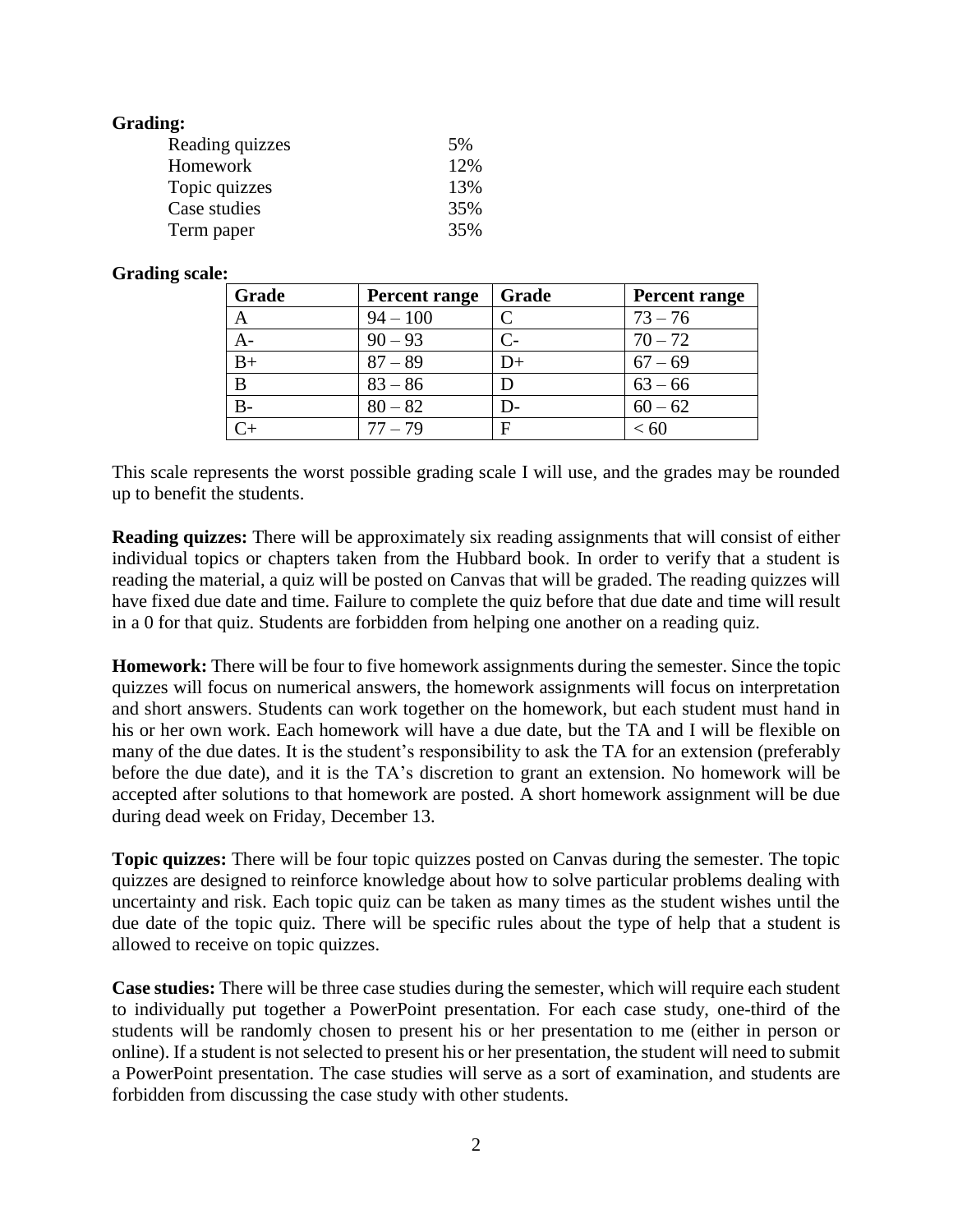**Grading:**

| | |
|---|---|
| Reading quizzes | 5% |
| Homework | 12% |
| Topic quizzes | 13% |
| Case studies | 35% |
| Term paper | 35% |

**Grading scale:**

| Grade | Percent range | Grade | Percent range |
|---|---|---|---|
| A | 94 – 100 | C | 73 – 76 |
| A- | 90 – 93 | C- | 70 – 72 |
| B+ | 87 – 89 | D+ | 67 – 69 |
| B | 83 – 86 | D | 63 – 66 |
| B- | 80 – 82 | D- | 60 – 62 |
| C+ | 77 – 79 | F | < 60 |

This scale represents the worst possible grading scale I will use, and the grades may be rounded up to benefit the students.

**Reading quizzes:** There will be approximately six reading assignments that will consist of either individual topics or chapters taken from the Hubbard book. In order to verify that a student is reading the material, a quiz will be posted on Canvas that will be graded. The reading quizzes will have fixed due date and time. Failure to complete the quiz before that due date and time will result in a 0 for that quiz. Students are forbidden from helping one another on a reading quiz.

**Homework:** There will be four to five homework assignments during the semester. Since the topic quizzes will focus on numerical answers, the homework assignments will focus on interpretation and short answers. Students can work together on the homework, but each student must hand in his or her own work. Each homework will have a due date, but the TA and I will be flexible on many of the due dates. It is the student's responsibility to ask the TA for an extension (preferably before the due date), and it is the TA's discretion to grant an extension. No homework will be accepted after solutions to that homework are posted. A short homework assignment will be due during dead week on Friday, December 13.

**Topic quizzes:** There will be four topic quizzes posted on Canvas during the semester. The topic quizzes are designed to reinforce knowledge about how to solve particular problems dealing with uncertainty and risk. Each topic quiz can be taken as many times as the student wishes until the due date of the topic quiz. There will be specific rules about the type of help that a student is allowed to receive on topic quizzes.

**Case studies:** There will be three case studies during the semester, which will require each student to individually put together a PowerPoint presentation. For each case study, one-third of the students will be randomly chosen to present his or her presentation to me (either in person or online). If a student is not selected to present his or her presentation, the student will need to submit a PowerPoint presentation. The case studies will serve as a sort of examination, and students are forbidden from discussing the case study with other students.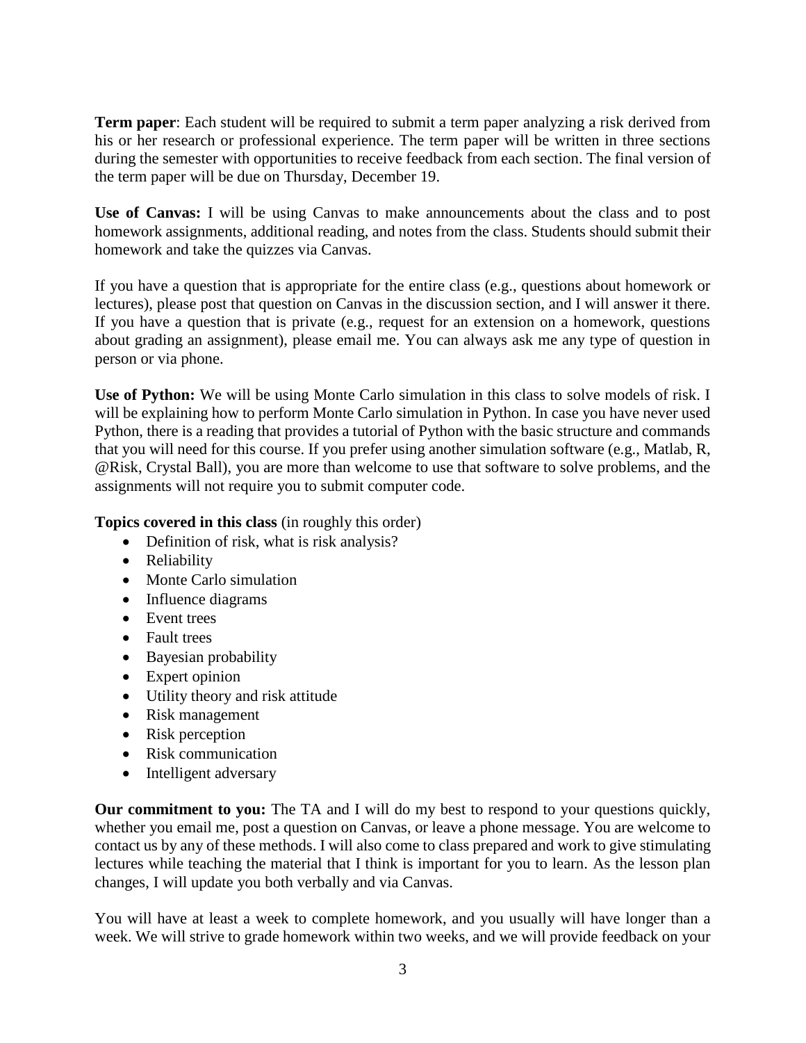**Term paper**: Each student will be required to submit a term paper analyzing a risk derived from his or her research or professional experience. The term paper will be written in three sections during the semester with opportunities to receive feedback from each section. The final version of the term paper will be due on Thursday, December 19.

**Use of Canvas:** I will be using Canvas to make announcements about the class and to post homework assignments, additional reading, and notes from the class. Students should submit their homework and take the quizzes via Canvas.

If you have a question that is appropriate for the entire class (e.g., questions about homework or lectures), please post that question on Canvas in the discussion section, and I will answer it there. If you have a question that is private (e.g., request for an extension on a homework, questions about grading an assignment), please email me. You can always ask me any type of question in person or via phone.

**Use of Python:** We will be using Monte Carlo simulation in this class to solve models of risk. I will be explaining how to perform Monte Carlo simulation in Python. In case you have never used Python, there is a reading that provides a tutorial of Python with the basic structure and commands that you will need for this course. If you prefer using another simulation software (e.g., Matlab, R, @Risk, Crystal Ball), you are more than welcome to use that software to solve problems, and the assignments will not require you to submit computer code.

**Topics covered in this class** (in roughly this order)

- Definition of risk, what is risk analysis?
- Reliability
- Monte Carlo simulation
- Influence diagrams
- Event trees
- Fault trees
- Bayesian probability
- Expert opinion
- Utility theory and risk attitude
- Risk management
- Risk perception
- Risk communication
- Intelligent adversary

**Our commitment to you:** The TA and I will do my best to respond to your questions quickly, whether you email me, post a question on Canvas, or leave a phone message. You are welcome to contact us by any of these methods. I will also come to class prepared and work to give stimulating lectures while teaching the material that I think is important for you to learn. As the lesson plan changes, I will update you both verbally and via Canvas.

You will have at least a week to complete homework, and you usually will have longer than a week. We will strive to grade homework within two weeks, and we will provide feedback on your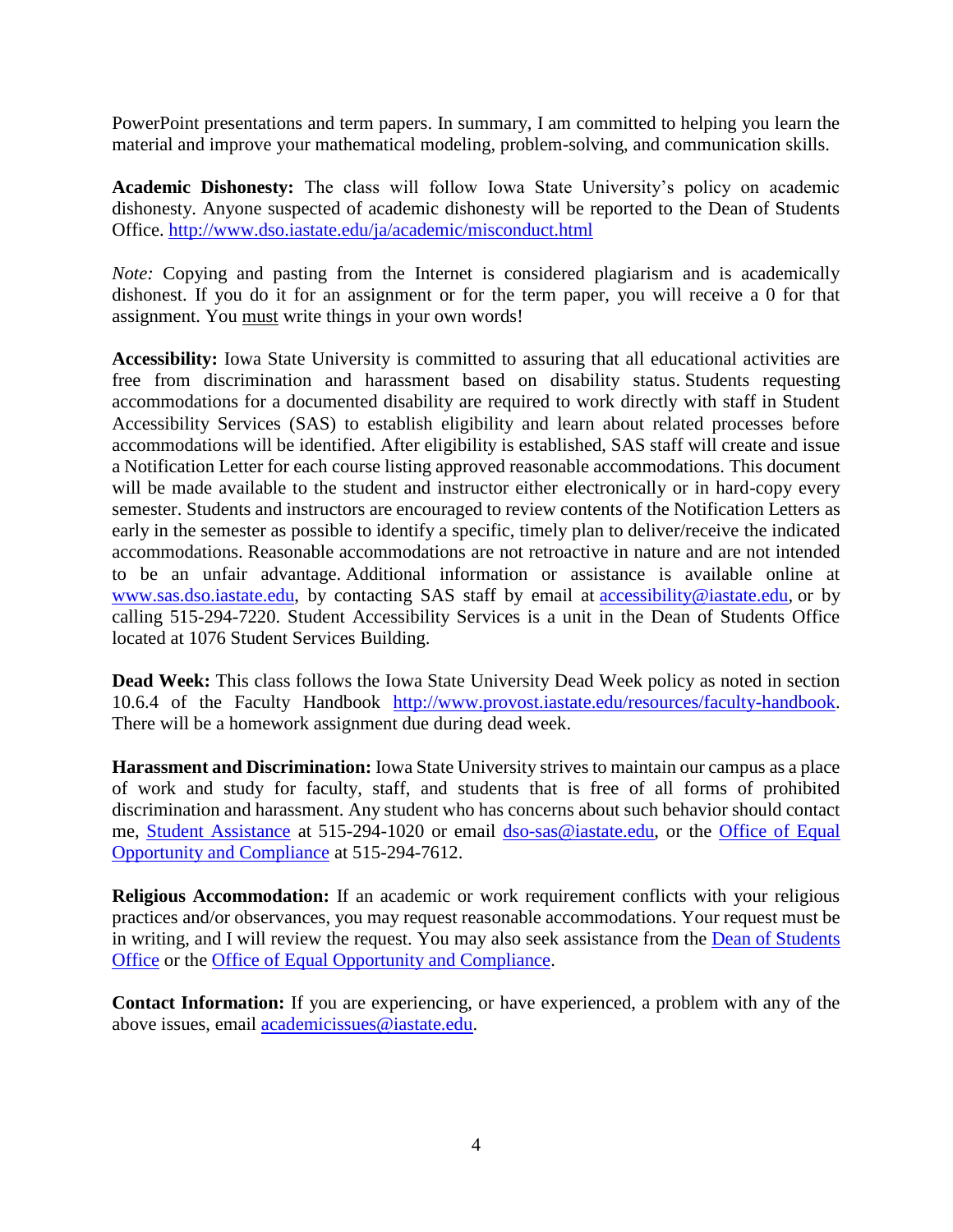PowerPoint presentations and term papers. In summary, I am committed to helping you learn the material and improve your mathematical modeling, problem-solving, and communication skills.

**Academic Dishonesty:** The class will follow Iowa State University's policy on academic dishonesty. Anyone suspected of academic dishonesty will be reported to the Dean of Students Office. http://www.dso.iastate.edu/ja/academic/misconduct.html

*Note:* Copying and pasting from the Internet is considered plagiarism and is academically dishonest. If you do it for an assignment or for the term paper, you will receive a 0 for that assignment. You must write things in your own words!

**Accessibility:** Iowa State University is committed to assuring that all educational activities are free from discrimination and harassment based on disability status. Students requesting accommodations for a documented disability are required to work directly with staff in Student Accessibility Services (SAS) to establish eligibility and learn about related processes before accommodations will be identified. After eligibility is established, SAS staff will create and issue a Notification Letter for each course listing approved reasonable accommodations. This document will be made available to the student and instructor either electronically or in hard-copy every semester. Students and instructors are encouraged to review contents of the Notification Letters as early in the semester as possible to identify a specific, timely plan to deliver/receive the indicated accommodations. Reasonable accommodations are not retroactive in nature and are not intended to be an unfair advantage. Additional information or assistance is available online at www.sas.dso.iastate.edu, by contacting SAS staff by email at accessibility@iastate.edu, or by calling 515-294-7220. Student Accessibility Services is a unit in the Dean of Students Office located at 1076 Student Services Building.

**Dead Week:** This class follows the Iowa State University Dead Week policy as noted in section 10.6.4 of the Faculty Handbook http://www.provost.iastate.edu/resources/faculty-handbook. There will be a homework assignment due during dead week.

**Harassment and Discrimination:** Iowa State University strives to maintain our campus as a place of work and study for faculty, staff, and students that is free of all forms of prohibited discrimination and harassment. Any student who has concerns about such behavior should contact me, Student Assistance at 515-294-1020 or email dso-sas@iastate.edu, or the Office of Equal Opportunity and Compliance at 515-294-7612.

**Religious Accommodation:** If an academic or work requirement conflicts with your religious practices and/or observances, you may request reasonable accommodations. Your request must be in writing, and I will review the request. You may also seek assistance from the Dean of Students Office or the Office of Equal Opportunity and Compliance.

**Contact Information:** If you are experiencing, or have experienced, a problem with any of the above issues, email academicissues@iastate.edu.